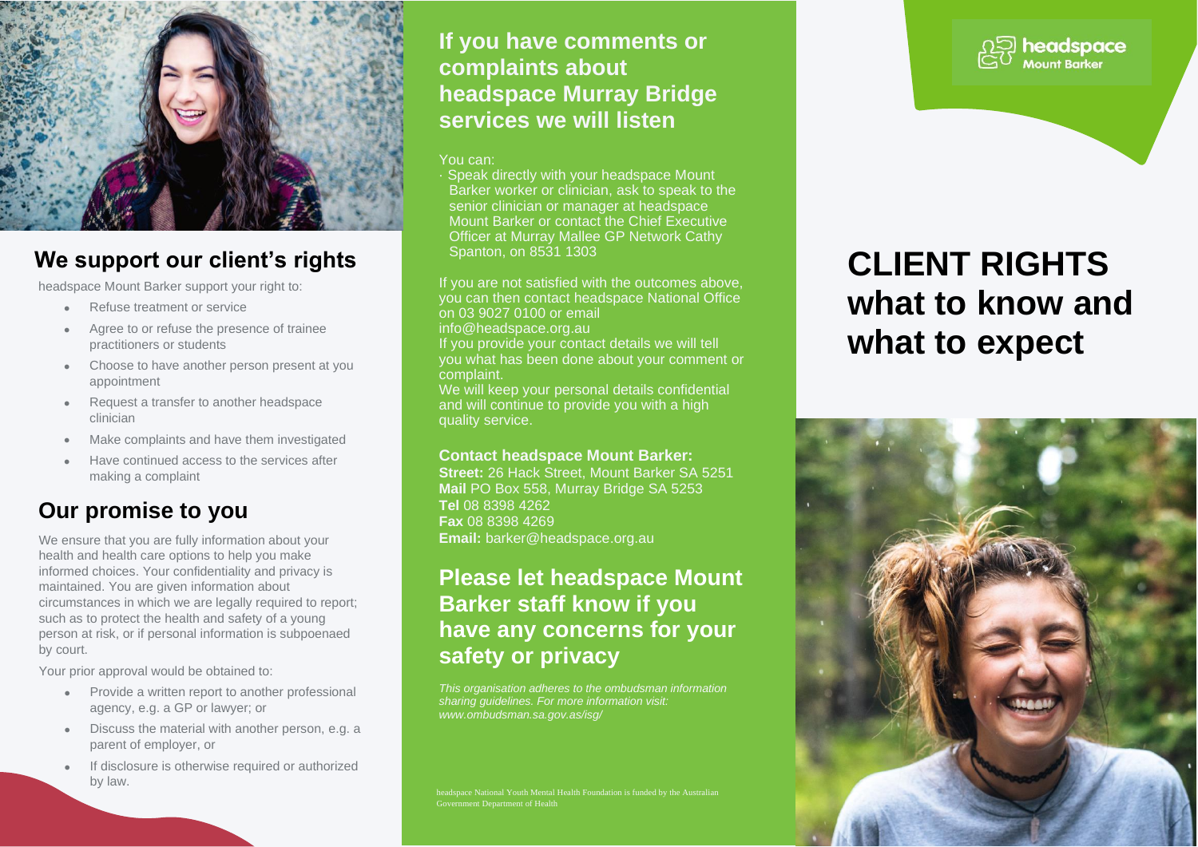## We support our client's rights

headspace Mount Barker support your right to:

- Refuse treatment or service
- Agree to or refuse the presence of trainee practitioners or students
- Choose to have another person present at you appointment
- Request a transfer to another headspace clinician
- Make complaints and have them investigated
- Have continued access to the services after making a complaint

## Our promise to you

We ensure that you are fully information about your health and health care options to help you make informed choices. Your confidentiality and privacy is maintained. You are given information about circumstances in which we are legally required to report; such as to protect the health and safety of a young person at risk, or if personal information is subpoenaed by court.

Your prior approval would be obtained to:

- Provide a written report to another professional agency, e.g. a GP or lawyer; or
- Discuss the material with another person, e.g. a parent of employer, or
- If disclosure is otherwise required or authorized by law.

## If you have comments or complaints about headspace Murray Bridge services we will listen

You can:

· Speak directly with your headspace Mount Barker worker or clinician, ask to speak to the senior clinician or manager at headspace Mount Barker or contact the Chief Executive Officer at Murray Mallee GP Network Cathy Spanton, on 8531 1303

If you are not satisfied with the outcomes above, you can then contact headspace National Office on 03 9027 0100 or email info@headspace.org.au

If you provide your contact details we will tell you what has been done about your comment or complaint.

We will keep your personal details confidential and will continue to provide you with a high quality service.

**Contact headspace Mount Barker:**

**Street:** 26 Hack Street, Mount Barker SA 5251
**Mail** PO Box 558, Murray Bridge SA 5253
**Tel** 08 8398 4262
**Fax** 08 8398 4269
**Email:** barker@headspace.org.au

## Please let headspace Mount Barker staff know if you have any concerns for your safety or privacy

*This organisation adheres to the ombudsman information sharing guidelines. For more information visit: www.ombudsman.sa.gov.as/isg/*

headspace National Youth Mental Health Foundation is funded by the Australian Government Department of Health

headspace Mount Barker

# CLIENT RIGHTS what to know and what to expect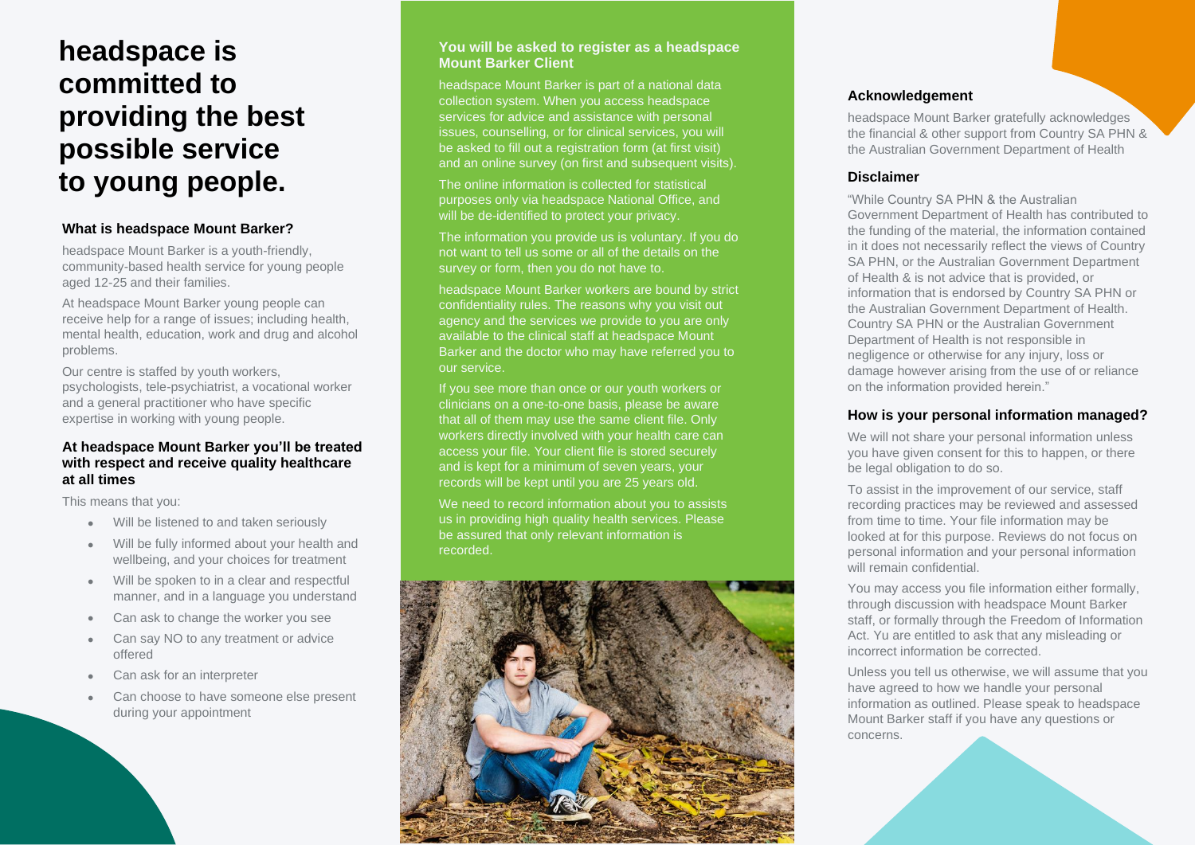# headspace is committed to providing the best possible service to young people.

### What is headspace Mount Barker?

headspace Mount Barker is a youth-friendly, community-based health service for young people aged 12-25 and their families.

At headspace Mount Barker young people can receive help for a range of issues; including health, mental health, education, work and drug and alcohol problems.

Our centre is staffed by youth workers, psychologists, tele-psychiatrist, a vocational worker and a general practitioner who have specific expertise in working with young people.

### At headspace Mount Barker you'll be treated with respect and receive quality healthcare at all times

This means that you:

- Will be listened to and taken seriously
- Will be fully informed about your health and wellbeing, and your choices for treatment
- Will be spoken to in a clear and respectful manner, and in a language you understand
- Can ask to change the worker you see
- Can say NO to any treatment or advice offered
- Can ask for an interpreter
- Can choose to have someone else present during your appointment

### You will be asked to register as a headspace Mount Barker Client

headspace Mount Barker is part of a national data collection system. When you access headspace services for advice and assistance with personal issues, counselling, or for clinical services, you will be asked to fill out a registration form (at first visit) and an online survey (on first and subsequent visits).

The online information is collected for statistical purposes only via headspace National Office, and will be de-identified to protect your privacy.

The information you provide us is voluntary. If you do not want to tell us some or all of the details on the survey or form, then you do not have to.

headspace Mount Barker workers are bound by strict confidentiality rules. The reasons why you visit out agency and the services we provide to you are only available to the clinical staff at headspace Mount Barker and the doctor who may have referred you to our service.

If you see more than once or our youth workers or clinicians on a one-to-one basis, please be aware that all of them may use the same client file. Only workers directly involved with your health care can access your file. Your client file is stored securely and is kept for a minimum of seven years, your records will be kept until you are 25 years old.

We need to record information about you to assists us in providing high quality health services. Please be assured that only relevant information is recorded.

### Acknowledgement

headspace Mount Barker gratefully acknowledges the financial & other support from Country SA PHN & the Australian Government Department of Health

### Disclaimer

"While Country SA PHN & the Australian Government Department of Health has contributed to the funding of the material, the information contained in it does not necessarily reflect the views of Country SA PHN, or the Australian Government Department of Health & is not advice that is provided, or information that is endorsed by Country SA PHN or the Australian Government Department of Health. Country SA PHN or the Australian Government Department of Health is not responsible in negligence or otherwise for any injury, loss or damage however arising from the use of or reliance on the information provided herein."

### How is your personal information managed?

We will not share your personal information unless you have given consent for this to happen, or there be legal obligation to do so.

To assist in the improvement of our service, staff recording practices may be reviewed and assessed from time to time. Your file information may be looked at for this purpose. Reviews do not focus on personal information and your personal information will remain confidential.

You may access you file information either formally, through discussion with headspace Mount Barker staff, or formally through the Freedom of Information Act. Yu are entitled to ask that any misleading or incorrect information be corrected.

Unless you tell us otherwise, we will assume that you have agreed to how we handle your personal information as outlined. Please speak to headspace Mount Barker staff if you have any questions or concerns.